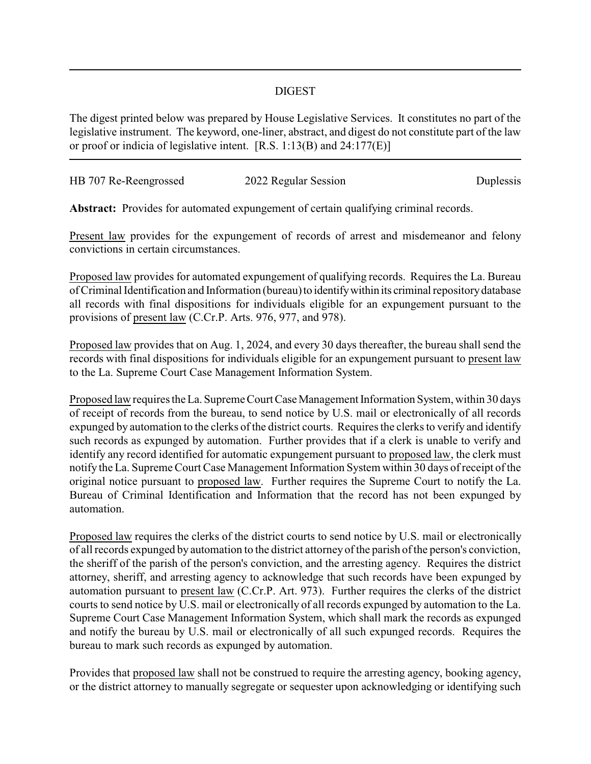# DIGEST

The digest printed below was prepared by House Legislative Services. It constitutes no part of the legislative instrument. The keyword, one-liner, abstract, and digest do not constitute part of the law or proof or indicia of legislative intent. [R.S. 1:13(B) and 24:177(E)]

HB 707 Re-Reengrossed | 2022 Regular Session | Duplessis

**Abstract:** Provides for automated expungement of certain qualifying criminal records.

Present law provides for the expungement of records of arrest and misdemeanor and felony convictions in certain circumstances.

Proposed law provides for automated expungement of qualifying records. Requires the La. Bureau of Criminal Identification and Information (bureau) to identify within its criminal repository database all records with final dispositions for individuals eligible for an expungement pursuant to the provisions of present law (C.Cr.P. Arts. 976, 977, and 978).

Proposed law provides that on Aug. 1, 2024, and every 30 days thereafter, the bureau shall send the records with final dispositions for individuals eligible for an expungement pursuant to present law to the La. Supreme Court Case Management Information System.

Proposed law requires the La. Supreme Court Case Management Information System, within 30 days of receipt of records from the bureau, to send notice by U.S. mail or electronically of all records expunged by automation to the clerks of the district courts. Requires the clerks to verify and identify such records as expunged by automation. Further provides that if a clerk is unable to verify and identify any record identified for automatic expungement pursuant to proposed law, the clerk must notify the La. Supreme Court Case Management Information System within 30 days of receipt of the original notice pursuant to proposed law. Further requires the Supreme Court to notify the La. Bureau of Criminal Identification and Information that the record has not been expunged by automation.

Proposed law requires the clerks of the district courts to send notice by U.S. mail or electronically of all records expunged by automation to the district attorney of the parish of the person's conviction, the sheriff of the parish of the person's conviction, and the arresting agency. Requires the district attorney, sheriff, and arresting agency to acknowledge that such records have been expunged by automation pursuant to present law (C.Cr.P. Art. 973). Further requires the clerks of the district courts to send notice by U.S. mail or electronically of all records expunged by automation to the La. Supreme Court Case Management Information System, which shall mark the records as expunged and notify the bureau by U.S. mail or electronically of all such expunged records. Requires the bureau to mark such records as expunged by automation.

Provides that proposed law shall not be construed to require the arresting agency, booking agency, or the district attorney to manually segregate or sequester upon acknowledging or identifying such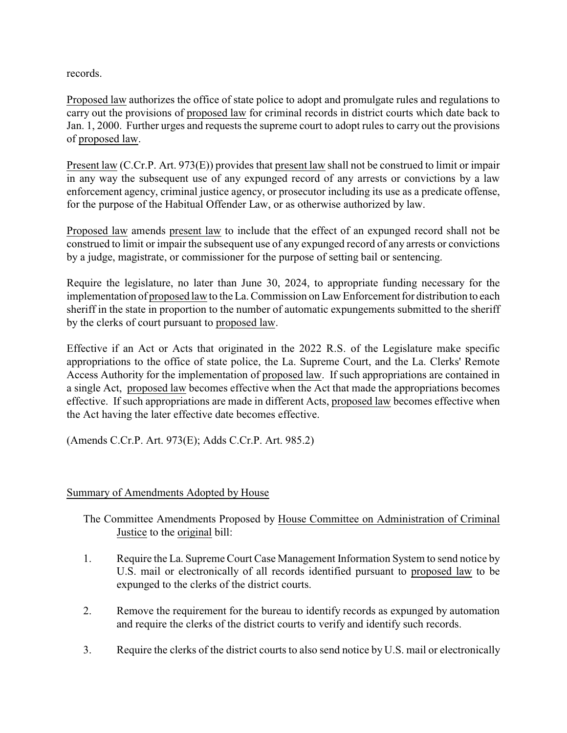records.

Proposed law authorizes the office of state police to adopt and promulgate rules and regulations to carry out the provisions of proposed law for criminal records in district courts which date back to Jan. 1, 2000. Further urges and requests the supreme court to adopt rules to carry out the provisions of proposed law.

Present law (C.Cr.P. Art. 973(E)) provides that present law shall not be construed to limit or impair in any way the subsequent use of any expunged record of any arrests or convictions by a law enforcement agency, criminal justice agency, or prosecutor including its use as a predicate offense, for the purpose of the Habitual Offender Law, or as otherwise authorized by law.

Proposed law amends present law to include that the effect of an expunged record shall not be construed to limit or impair the subsequent use of any expunged record of any arrests or convictions by a judge, magistrate, or commissioner for the purpose of setting bail or sentencing.

Require the legislature, no later than June 30, 2024, to appropriate funding necessary for the implementation of proposed law to the La. Commission on Law Enforcement for distribution to each sheriff in the state in proportion to the number of automatic expungements submitted to the sheriff by the clerks of court pursuant to proposed law.

Effective if an Act or Acts that originated in the 2022 R.S. of the Legislature make specific appropriations to the office of state police, the La. Supreme Court, and the La. Clerks' Remote Access Authority for the implementation of proposed law. If such appropriations are contained in a single Act, proposed law becomes effective when the Act that made the appropriations becomes effective. If such appropriations are made in different Acts, proposed law becomes effective when the Act having the later effective date becomes effective.

(Amends C.Cr.P. Art. 973(E); Adds C.Cr.P. Art. 985.2)

Summary of Amendments Adopted by House

The Committee Amendments Proposed by House Committee on Administration of Criminal Justice to the original bill:

1. Require the La. Supreme Court Case Management Information System to send notice by U.S. mail or electronically of all records identified pursuant to proposed law to be expunged to the clerks of the district courts.

2. Remove the requirement for the bureau to identify records as expunged by automation and require the clerks of the district courts to verify and identify such records.

3. Require the clerks of the district courts to also send notice by U.S. mail or electronically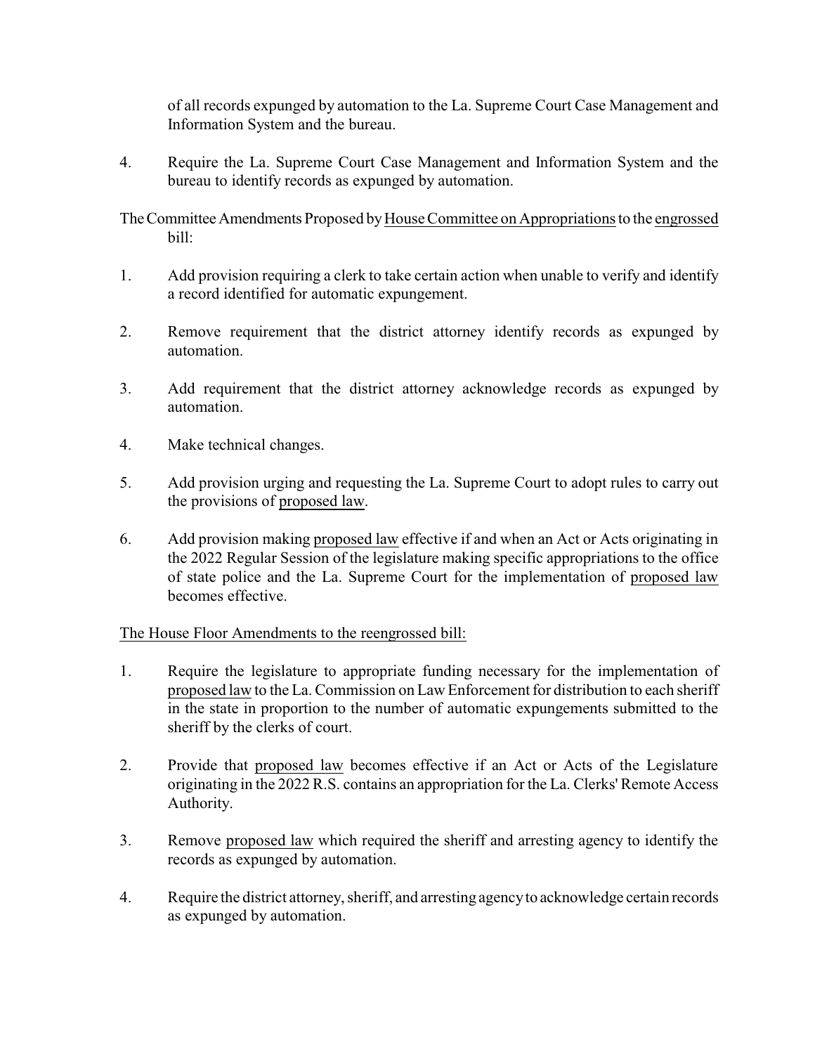of all records expunged by automation to the La. Supreme Court Case Management and Information System and the bureau.

4. Require the La. Supreme Court Case Management and Information System and the bureau to identify records as expunged by automation.

The Committee Amendments Proposed by House Committee on Appropriations to the engrossed bill:

1. Add provision requiring a clerk to take certain action when unable to verify and identify a record identified for automatic expungement.

2. Remove requirement that the district attorney identify records as expunged by automation.

3. Add requirement that the district attorney acknowledge records as expunged by automation.

4. Make technical changes.

5. Add provision urging and requesting the La. Supreme Court to adopt rules to carry out the provisions of proposed law.

6. Add provision making proposed law effective if and when an Act or Acts originating in the 2022 Regular Session of the legislature making specific appropriations to the office of state police and the La. Supreme Court for the implementation of proposed law becomes effective.

The House Floor Amendments to the reengrossed bill:

1. Require the legislature to appropriate funding necessary for the implementation of proposed law to the La. Commission on Law Enforcement for distribution to each sheriff in the state in proportion to the number of automatic expungements submitted to the sheriff by the clerks of court.

2. Provide that proposed law becomes effective if an Act or Acts of the Legislature originating in the 2022 R.S. contains an appropriation for the La. Clerks' Remote Access Authority.

3. Remove proposed law which required the sheriff and arresting agency to identify the records as expunged by automation.

4. Require the district attorney, sheriff, and arresting agency to acknowledge certain records as expunged by automation.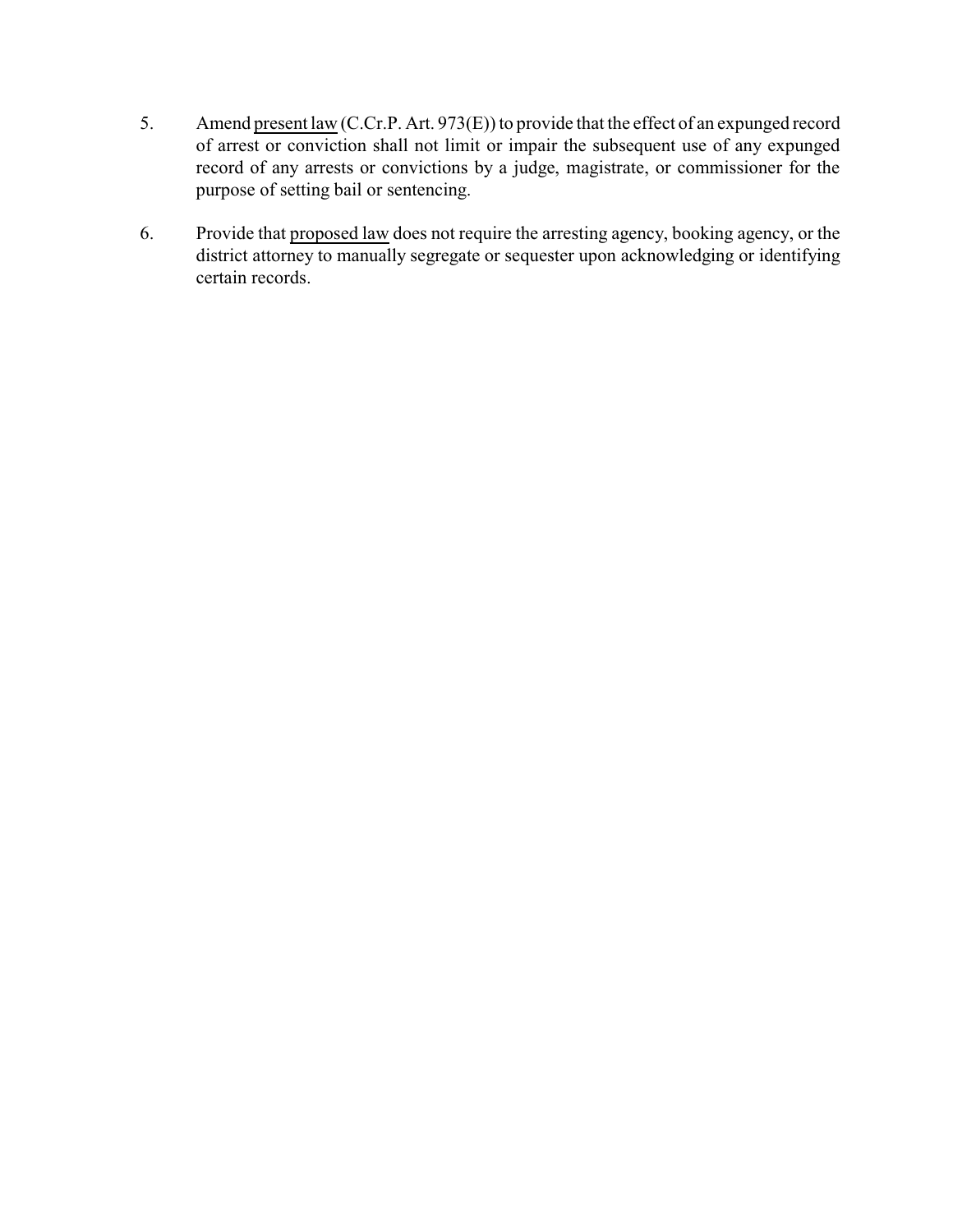5. Amend present law (C.Cr.P. Art. 973(E)) to provide that the effect of an expunged record of arrest or conviction shall not limit or impair the subsequent use of any expunged record of any arrests or convictions by a judge, magistrate, or commissioner for the purpose of setting bail or sentencing.

6. Provide that proposed law does not require the arresting agency, booking agency, or the district attorney to manually segregate or sequester upon acknowledging or identifying certain records.